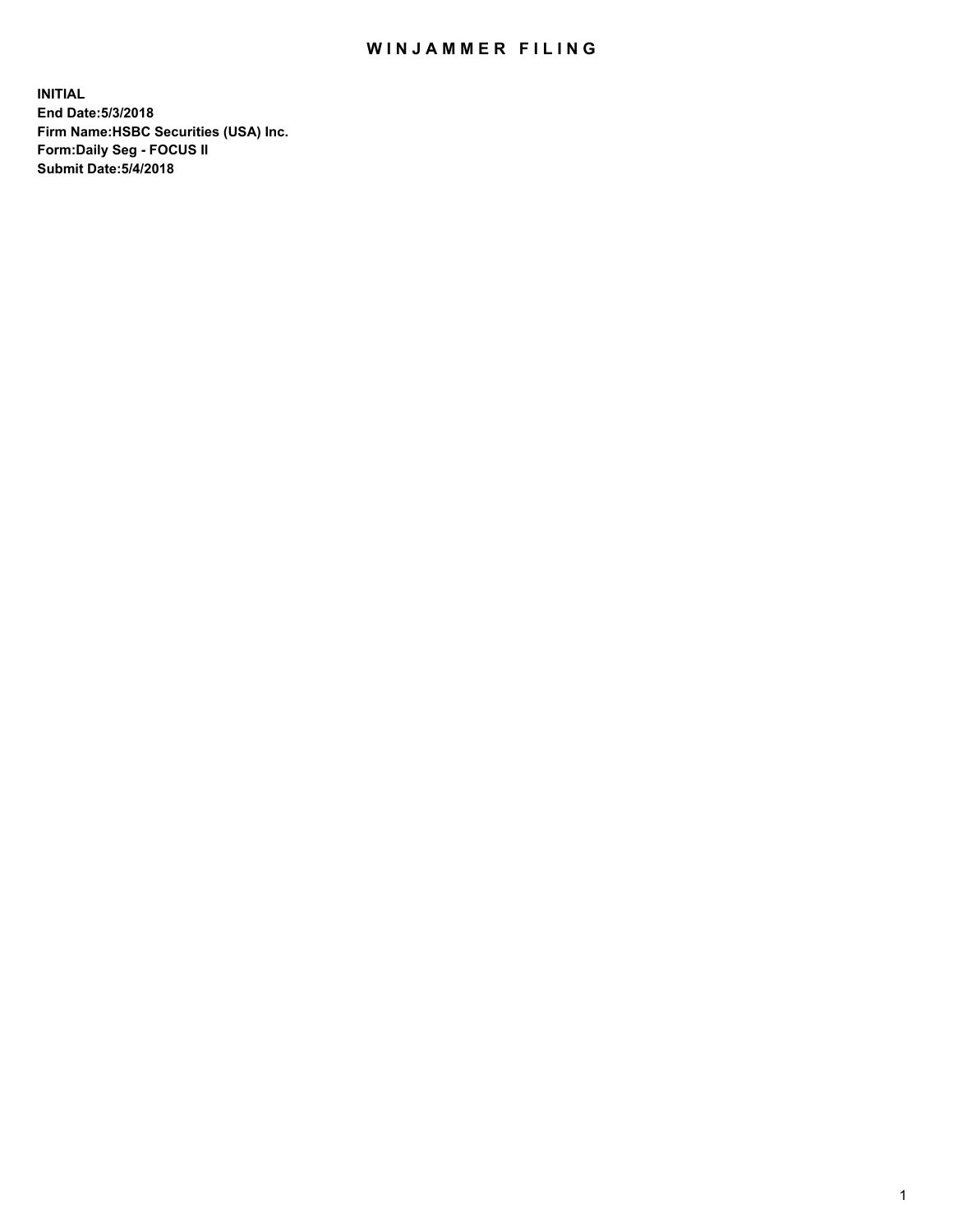# WINJAMMER FILING

**INITIAL**
**End Date:5/3/2018**
**Firm Name:HSBC Securities (USA) Inc.**
**Form:Daily Seg - FOCUS II**
**Submit Date:5/4/2018**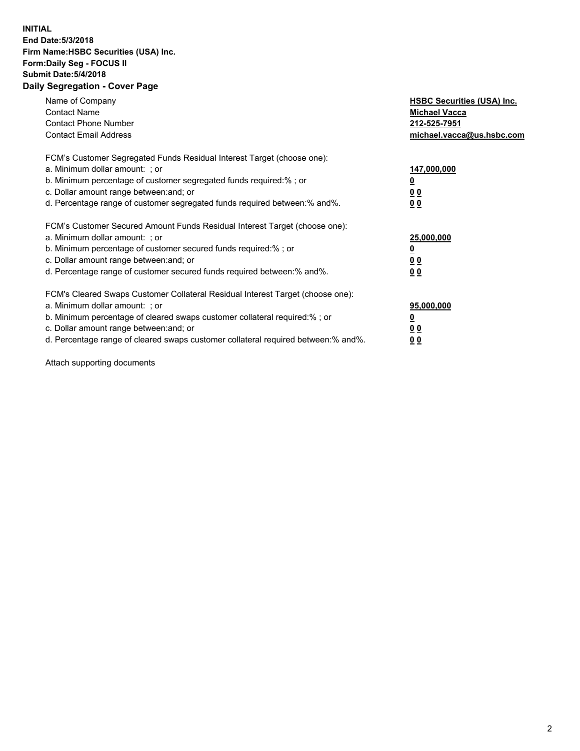**INITIAL**
**End Date:5/3/2018**
**Firm Name:HSBC Securities (USA) Inc.**
**Form:Daily Seg - FOCUS II**
**Submit Date:5/4/2018**
**Daily Segregation - Cover Page**

| | |
|---|---|
| Name of Company | **HSBC Securities (USA) Inc.** |
| Contact Name | **Michael Vacca** |
| Contact Phone Number | **212-525-7951** |
| Contact Email Address | **michael.vacca@us.hsbc.com** |
| FCM's Customer Segregated Funds Residual Interest Target (choose one): | |
| a. Minimum dollar amount: ; or | **147,000,000** |
| b. Minimum percentage of customer segregated funds required:% ; or | **0** |
| c. Dollar amount range between:and; or | **0 0** |
| d. Percentage range of customer segregated funds required between:% and%. | **0 0** |
| FCM's Customer Secured Amount Funds Residual Interest Target (choose one): | |
| a. Minimum dollar amount: ; or | **25,000,000** |
| b. Minimum percentage of customer secured funds required:% ; or | **0** |
| c. Dollar amount range between:and; or | **0 0** |
| d. Percentage range of customer secured funds required between:% and%. | **0 0** |
| FCM's Cleared Swaps Customer Collateral Residual Interest Target (choose one): | |
| a. Minimum dollar amount: ; or | **95,000,000** |
| b. Minimum percentage of cleared swaps customer collateral required:% ; or | **0** |
| c. Dollar amount range between:and; or | **0 0** |
| d. Percentage range of cleared swaps customer collateral required between:% and%. | **0 0** |

Attach supporting documents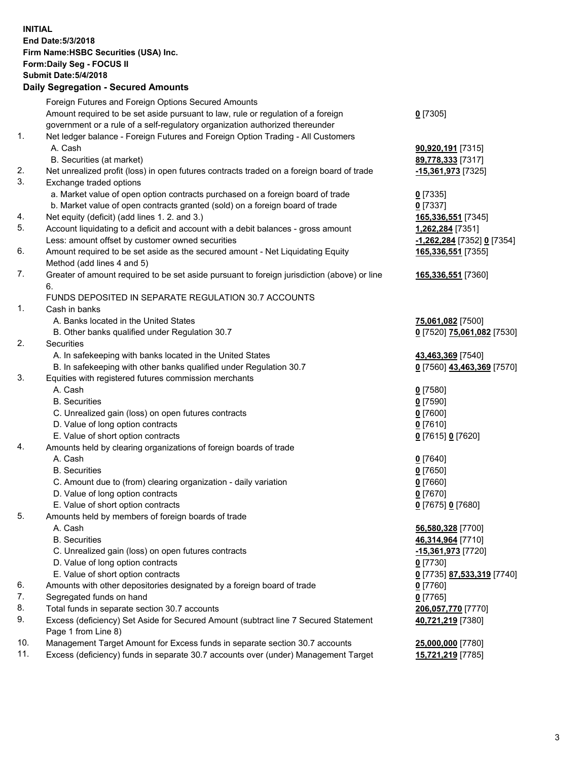**INITIAL**
**End Date:5/3/2018**
**Firm Name:HSBC Securities (USA) Inc.**
**Form:Daily Seg - FOCUS II**
**Submit Date:5/4/2018**

### Daily Segregation - Secured Amounts

| | | |
|---|---|---|
| | Foreign Futures and Foreign Options Secured Amounts | |
| | Amount required to be set aside pursuant to law, rule or regulation of a foreign government or a rule of a self-regulatory organization authorized thereunder | **0** [7305] |
| 1. | Net ledger balance - Foreign Futures and Foreign Option Trading - All Customers | |
| | A. Cash | **90,920,191** [7315] |
| | B. Securities (at market) | **89,778,333** [7317] |
| 2. | Net unrealized profit (loss) in open futures contracts traded on a foreign board of trade | **-15,361,973** [7325] |
| 3. | Exchange traded options | |
| | a. Market value of open option contracts purchased on a foreign board of trade | **0** [7335] |
| | b. Market value of open contracts granted (sold) on a foreign board of trade | **0** [7337] |
| 4. | Net equity (deficit) (add lines 1. 2. and 3.) | **165,336,551** [7345] |
| 5. | Account liquidating to a deficit and account with a debit balances - gross amount | **1,262,284** [7351] |
| | Less: amount offset by customer owned securities | **-1,262,284** [7352] **0** [7354] |
| 6. | Amount required to be set aside as the secured amount - Net Liquidating Equity Method (add lines 4 and 5) | **165,336,551** [7355] |
| 7. | Greater of amount required to be set aside pursuant to foreign jurisdiction (above) or line 6. | **165,336,551** [7360] |
| | FUNDS DEPOSITED IN SEPARATE REGULATION 30.7 ACCOUNTS | |
| 1. | Cash in banks | |
| | A. Banks located in the United States | **75,061,082** [7500] |
| | B. Other banks qualified under Regulation 30.7 | **0** [7520] **75,061,082** [7530] |
| 2. | Securities | |
| | A. In safekeeping with banks located in the United States | **43,463,369** [7540] |
| | B. In safekeeping with other banks qualified under Regulation 30.7 | **0** [7560] **43,463,369** [7570] |
| 3. | Equities with registered futures commission merchants | |
| | A. Cash | **0** [7580] |
| | B. Securities | **0** [7590] |
| | C. Unrealized gain (loss) on open futures contracts | **0** [7600] |
| | D. Value of long option contracts | **0** [7610] |
| | E. Value of short option contracts | **0** [7615] **0** [7620] |
| 4. | Amounts held by clearing organizations of foreign boards of trade | |
| | A. Cash | **0** [7640] |
| | B. Securities | **0** [7650] |
| | C. Amount due to (from) clearing organization - daily variation | **0** [7660] |
| | D. Value of long option contracts | **0** [7670] |
| | E. Value of short option contracts | **0** [7675] **0** [7680] |
| 5. | Amounts held by members of foreign boards of trade | |
| | A. Cash | **56,580,328** [7700] |
| | B. Securities | **46,314,964** [7710] |
| | C. Unrealized gain (loss) on open futures contracts | **-15,361,973** [7720] |
| | D. Value of long option contracts | **0** [7730] |
| | E. Value of short option contracts | **0** [7735] **87,533,319** [7740] |
| 6. | Amounts with other depositories designated by a foreign board of trade | **0** [7760] |
| 7. | Segregated funds on hand | **0** [7765] |
| 8. | Total funds in separate section 30.7 accounts | **206,057,770** [7770] |
| 9. | Excess (deficiency) Set Aside for Secured Amount (subtract line 7 Secured Statement Page 1 from Line 8) | **40,721,219** [7380] |
| 10. | Management Target Amount for Excess funds in separate section 30.7 accounts | **25,000,000** [7780] |
| 11. | Excess (deficiency) funds in separate 30.7 accounts over (under) Management Target | **15,721,219** [7785] |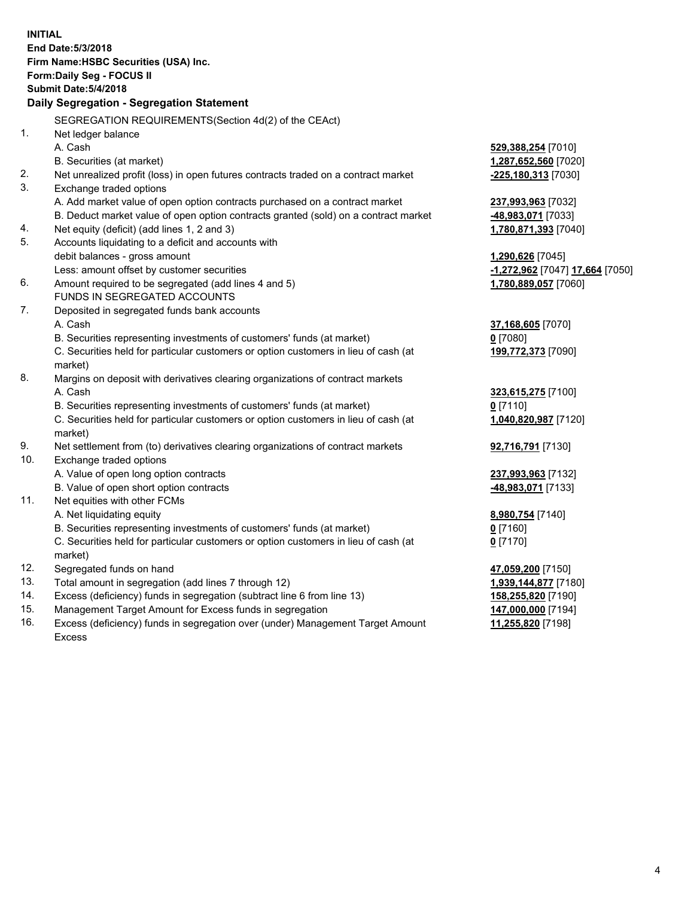**INITIAL**
**End Date:5/3/2018**
**Firm Name:HSBC Securities (USA) Inc.**
**Form:Daily Seg - FOCUS II**
**Submit Date:5/4/2018**

**Daily Segregation - Segregation Statement**

SEGREGATION REQUIREMENTS(Section 4d(2) of the CEAct)

| | | |
|---|---|---|
| 1. | Net ledger balance | |
| | A. Cash | **529,388,254** [7010] |
| | B. Securities (at market) | **1,287,652,560** [7020] |
| 2. | Net unrealized profit (loss) in open futures contracts traded on a contract market | **-225,180,313** [7030] |
| 3. | Exchange traded options | |
| | A. Add market value of open option contracts purchased on a contract market | **237,993,963** [7032] |
| | B. Deduct market value of open option contracts granted (sold) on a contract market | **-48,983,071** [7033] |
| 4. | Net equity (deficit) (add lines 1, 2 and 3) | **1,780,871,393** [7040] |
| 5. | Accounts liquidating to a deficit and accounts with debit balances - gross amount | **1,290,626** [7045] |
| | Less: amount offset by customer securities | **-1,272,962** [7047] **17,664** [7050] |
| 6. | Amount required to be segregated (add lines 4 and 5) | **1,780,889,057** [7060] |
| | FUNDS IN SEGREGATED ACCOUNTS | |
| 7. | Deposited in segregated funds bank accounts | |
| | A. Cash | **37,168,605** [7070] |
| | B. Securities representing investments of customers' funds (at market) | **0** [7080] |
| | C. Securities held for particular customers or option customers in lieu of cash (at market) | **199,772,373** [7090] |
| 8. | Margins on deposit with derivatives clearing organizations of contract markets | |
| | A. Cash | **323,615,275** [7100] |
| | B. Securities representing investments of customers' funds (at market) | **0** [7110] |
| | C. Securities held for particular customers or option customers in lieu of cash (at market) | **1,040,820,987** [7120] |
| 9. | Net settlement from (to) derivatives clearing organizations of contract markets | **92,716,791** [7130] |
| 10. | Exchange traded options | |
| | A. Value of open long option contracts | **237,993,963** [7132] |
| | B. Value of open short option contracts | **-48,983,071** [7133] |
| 11. | Net equities with other FCMs | |
| | A. Net liquidating equity | **8,980,754** [7140] |
| | B. Securities representing investments of customers' funds (at market) | **0** [7160] |
| | C. Securities held for particular customers or option customers in lieu of cash (at market) | **0** [7170] |
| 12. | Segregated funds on hand | **47,059,200** [7150] |
| 13. | Total amount in segregation (add lines 7 through 12) | **1,939,144,877** [7180] |
| 14. | Excess (deficiency) funds in segregation (subtract line 6 from line 13) | **158,255,820** [7190] |
| 15. | Management Target Amount for Excess funds in segregation | **147,000,000** [7194] |
| 16. | Excess (deficiency) funds in segregation over (under) Management Target Amount Excess | **11,255,820** [7198] |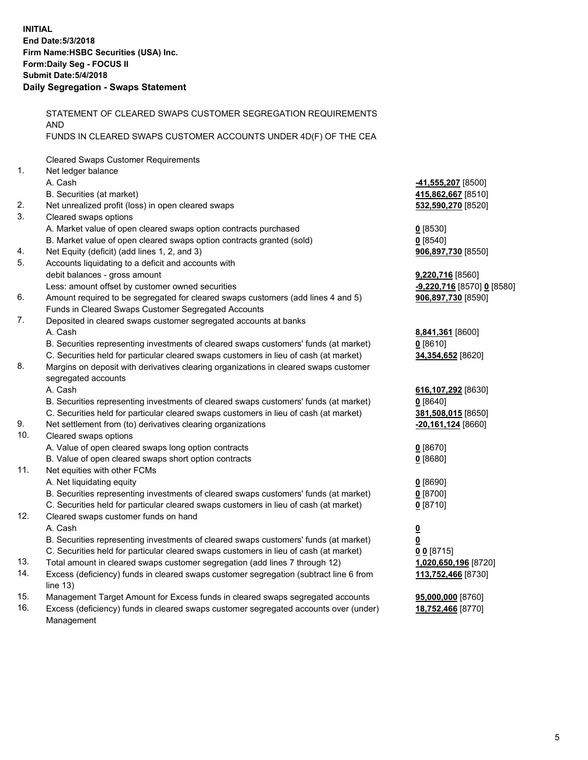**INITIAL**
**End Date:5/3/2018**
**Firm Name:HSBC Securities (USA) Inc.**
**Form:Daily Seg - FOCUS II**
**Submit Date:5/4/2018**
**Daily Segregation - Swaps Statement**

STATEMENT OF CLEARED SWAPS CUSTOMER SEGREGATION REQUIREMENTS AND FUNDS IN CLEARED SWAPS CUSTOMER ACCOUNTS UNDER 4D(F) OF THE CEA

| | | |
|---|---|---|
| | Cleared Swaps Customer Requirements | |
| 1. | Net ledger balance | |
| | A. Cash | **-41,555,207** [8500] |
| | B. Securities (at market) | **415,862,667** [8510] |
| 2. | Net unrealized profit (loss) in open cleared swaps | **532,590,270** [8520] |
| 3. | Cleared swaps options | |
| | A. Market value of open cleared swaps option contracts purchased | **0** [8530] |
| | B. Market value of open cleared swaps option contracts granted (sold) | **0** [8540] |
| 4. | Net Equity (deficit) (add lines 1, 2, and 3) | **906,897,730** [8550] |
| 5. | Accounts liquidating to a deficit and accounts with debit balances - gross amount | **9,220,716** [8560] |
| | Less: amount offset by customer owned securities | **-9,220,716** [8570] **0** [8580] |
| 6. | Amount required to be segregated for cleared swaps customers (add lines 4 and 5) | **906,897,730** [8590] |
| | Funds in Cleared Swaps Customer Segregated Accounts | |
| 7. | Deposited in cleared swaps customer segregated accounts at banks | |
| | A. Cash | **8,841,361** [8600] |
| | B. Securities representing investments of cleared swaps customers' funds (at market) | **0** [8610] |
| | C. Securities held for particular cleared swaps customers in lieu of cash (at market) | **34,354,652** [8620] |
| 8. | Margins on deposit with derivatives clearing organizations in cleared swaps customer segregated accounts | |
| | A. Cash | **616,107,292** [8630] |
| | B. Securities representing investments of cleared swaps customers' funds (at market) | **0** [8640] |
| | C. Securities held for particular cleared swaps customers in lieu of cash (at market) | **381,508,015** [8650] |
| 9. | Net settlement from (to) derivatives clearing organizations | **-20,161,124** [8660] |
| 10. | Cleared swaps options | |
| | A. Value of open cleared swaps long option contracts | **0** [8670] |
| | B. Value of open cleared swaps short option contracts | **0** [8680] |
| 11. | Net equities with other FCMs | |
| | A. Net liquidating equity | **0** [8690] |
| | B. Securities representing investments of cleared swaps customers' funds (at market) | **0** [8700] |
| | C. Securities held for particular cleared swaps customers in lieu of cash (at market) | **0** [8710] |
| 12. | Cleared swaps customer funds on hand | |
| | A. Cash | **0** |
| | B. Securities representing investments of cleared swaps customers' funds (at market) | **0** |
| | C. Securities held for particular cleared swaps customers in lieu of cash (at market) | **0** **0** [8715] |
| 13. | Total amount in cleared swaps customer segregation (add lines 7 through 12) | **1,020,650,196** [8720] |
| 14. | Excess (deficiency) funds in cleared swaps customer segregation (subtract line 6 from line 13) | **113,752,466** [8730] |
| 15. | Management Target Amount for Excess funds in cleared swaps segregated accounts | **95,000,000** [8760] |
| 16. | Excess (deficiency) funds in cleared swaps customer segregated accounts over (under) Management | **18,752,466** [8770] |